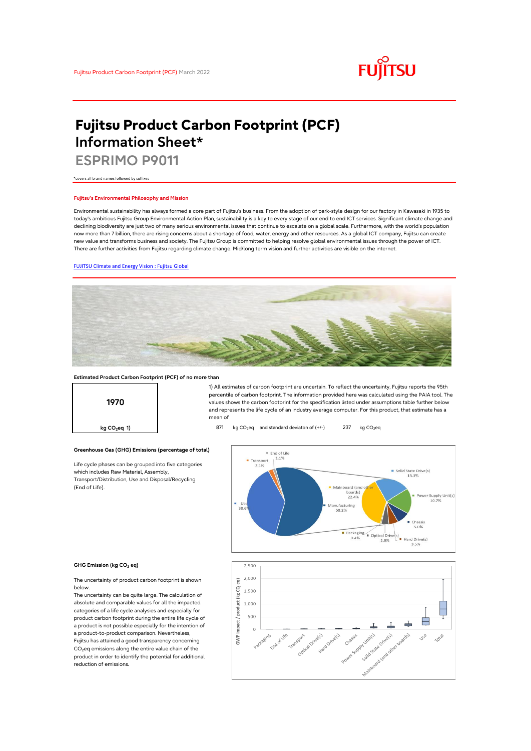# Fujitsu Product Carbon Footprint (PCF) Information Sheet*

## ESPRIMO P9011

*covers all brand names followed by suffixes

### Fujitsu's Environmental Philosophy and Mission

Environmental sustainability has always formed a core part of Fujitsu's business. From the adoption of park-style design for our factory in Kawasaki in 1935 to today's ambitious Fujitsu Group Environmental Action Plan, sustainability is a key to every stage of our end to end ICT services. Significant climate change and declining biodiversity are just two of many serious environmental issues that continue to escalate on a global scale. Furthermore, with the world's population now more than 7 billion, there are rising concerns about a shortage of food, water, energy and other resources. As a global ICT company, Fujitsu can create new value and transforms business and society. The Fujitsu Group is committed to helping resolve global environmental issues through the power of ICT. There are further activities from Fujitsu regarding climate change. Mid/long term vision and further activities are visible on the internet.

[FUJITSU Climate and Energy Vision : Fujitsu Global]

**Estimated Product Carbon Footprint (PCF) of no more than**

**1970**

**kg $CO_2$eq 1)**

1) All estimates of carbon footprint are uncertain. To reflect the uncertainty, Fujitsu reports the 95th percentile of carbon footprint. The information provided here was calculated using the PAIA tool. The values shows the carbon footprint for the specification listed under assumptions table further below and represents the life cycle of an industry average computer. For this product, that estimate has a mean of

871 kg $CO_2$eq and standard deviaton of (+/-) 237 kg $CO_2$eq

**Greenhouse Gas (GHG) Emissions (percentage of total)**

Life cycle phases can be grouped into five categories which includes Raw Material, Assembly, Transport/Distribution, Use and Disposal/Recycling (End of Life).

| Life cycle phase | Share |
|---|---|
| Manufacturing | 58.2% |
| Use | 38.6% |
| Transport | 2.1% |
| End of Life | 1.1% |

| Manufacturing breakdown | Share |
|---|---|
| Mainboard (and other boards) | 22.4% |
| Solid State Drive(s) | 13.3% |
| Power Supply Unit(s) | 10.7% |
| Chassis | 5.0% |
| Hard Drive(s) | 3.5% |
| Optical Drive(s) | 2.9% |
| Packaging | 0.4% |

**GHG Emission (kg $CO_2$ eq)**

The uncertainty of product carbon footprint is shown below.
The uncertainty can be quite large. The calculation of absolute and comparable values for all the impacted categories of a life cycle analysies and especially for product carbon footprint during the entire life cycle of a product is not possible especially for the intention of a product-to-product comparison. Nevertheless, Fujitsu has attained a good transparency concerning $CO_2$eq emissions along the entire value chain of the product in order to identify the potential for additional reduction of emissions.

GWP impact / product (kg $CO_2$ eq) — categories: Packaging, End of Life, Transport, Optical Drive(s), Hard Drive(s), Chassis, Power Supply Unit(s), Solid State Drive(s), Mainboard (and other boards), Use, Total (axis 0 – 2,500)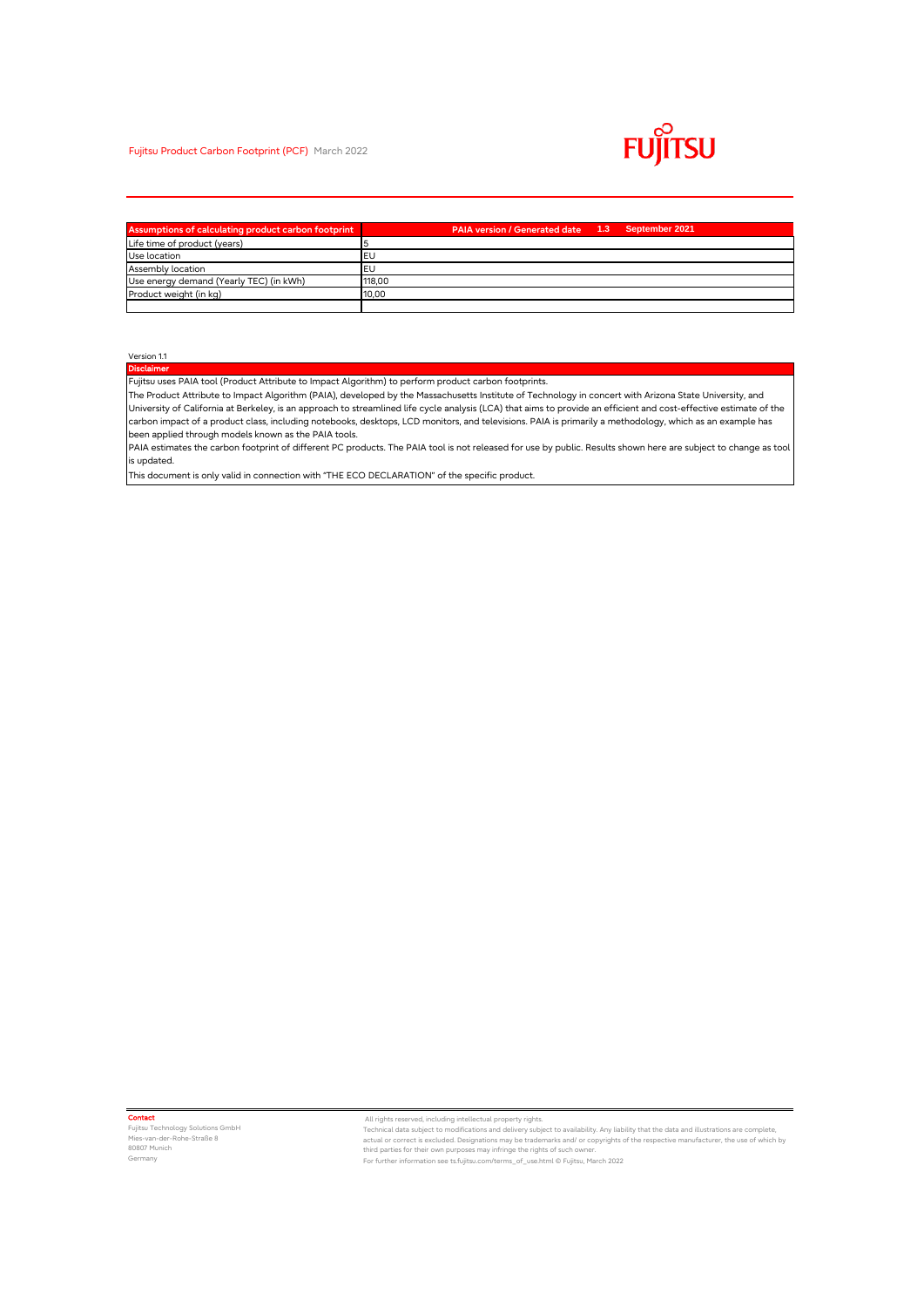Fujitsu Product Carbon Footprint (PCF) March 2022

| Assumptions of calculating product carbon footprint | PAIA version / Generated date 1.3 September 2021 |
| --- | --- |
| Life time of product (years) | 5 |
| Use location | EU |
| Assembly location | EU |
| Use energy demand (Yearly TEC) (in kWh) | 118,00 |
| Product weight (in kg) | 10,00 |
| | |

Version 1.1

**Disclaimer**

Fujitsu uses PAIA tool (Product Attribute to Impact Algorithm) to perform product carbon footprints.

The Product Attribute to Impact Algorithm (PAIA), developed by the Massachusetts Institute of Technology in concert with Arizona State University, and University of California at Berkeley, is an approach to streamlined life cycle analysis (LCA) that aims to provide an efficient and cost-effective estimate of the carbon impact of a product class, including notebooks, desktops, LCD monitors, and televisions. PAIA is primarily a methodology, which as an example has been applied through models known as the PAIA tools.

PAIA estimates the carbon footprint of different PC products. The PAIA tool is not released for use by public. Results shown here are subject to change as tool is updated.

This document is only valid in connection with "THE ECO DECLARATION" of the specific product.

**Contact**

Fujitsu Technology Solutions GmbH
Mies-van-der-Rohe-Straße 8
80807 Munich
Germany

All rights reserved, including intellectual property rights.
Technical data subject to modifications and delivery subject to availability. Any liability that the data and illustrations are complete, actual or correct is excluded. Designations may be trademarks and/ or copyrights of the respective manufacturer, the use of which by third parties for their own purposes may infringe the rights of such owner.
For further information see ts.fujitsu.com/terms_of_use.html © Fujitsu, March 2022